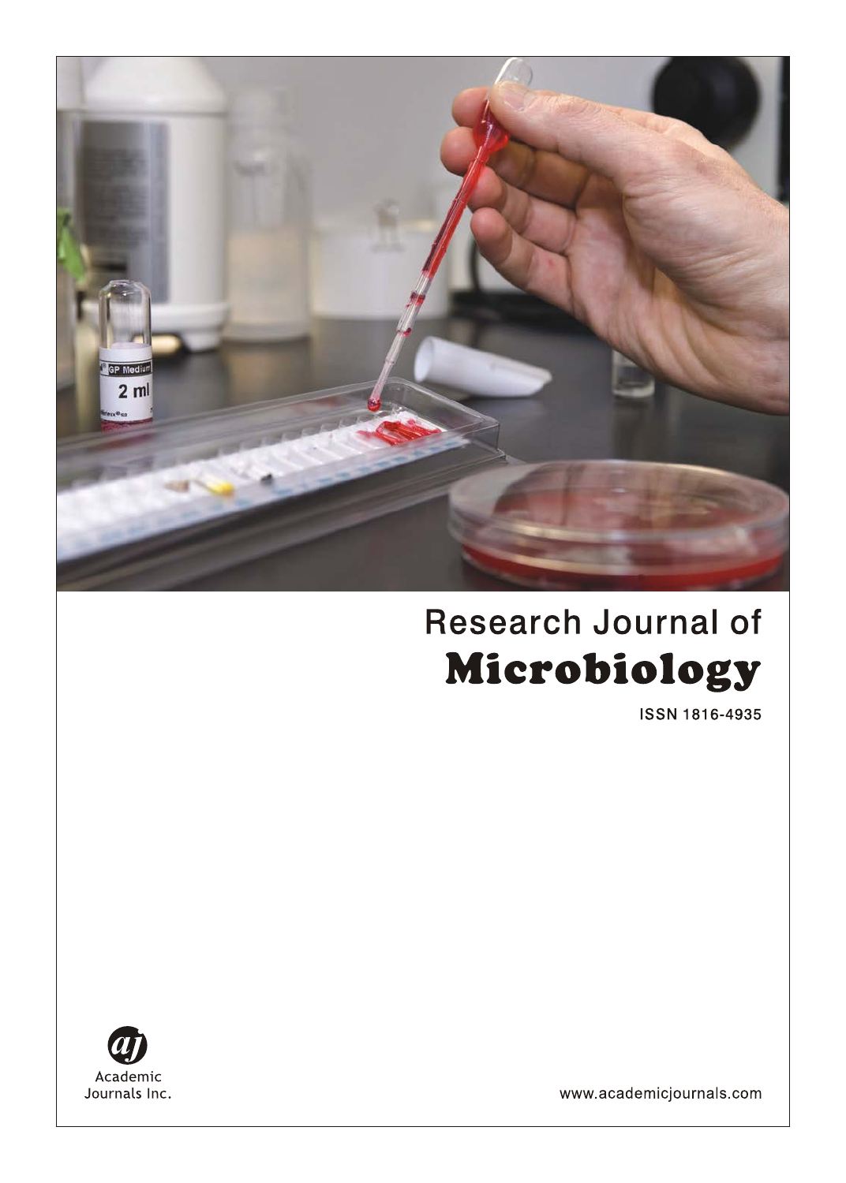# Research Journal of Microbiology

ISSN 1816-4935

Academic Journals Inc.

www.academicjournals.com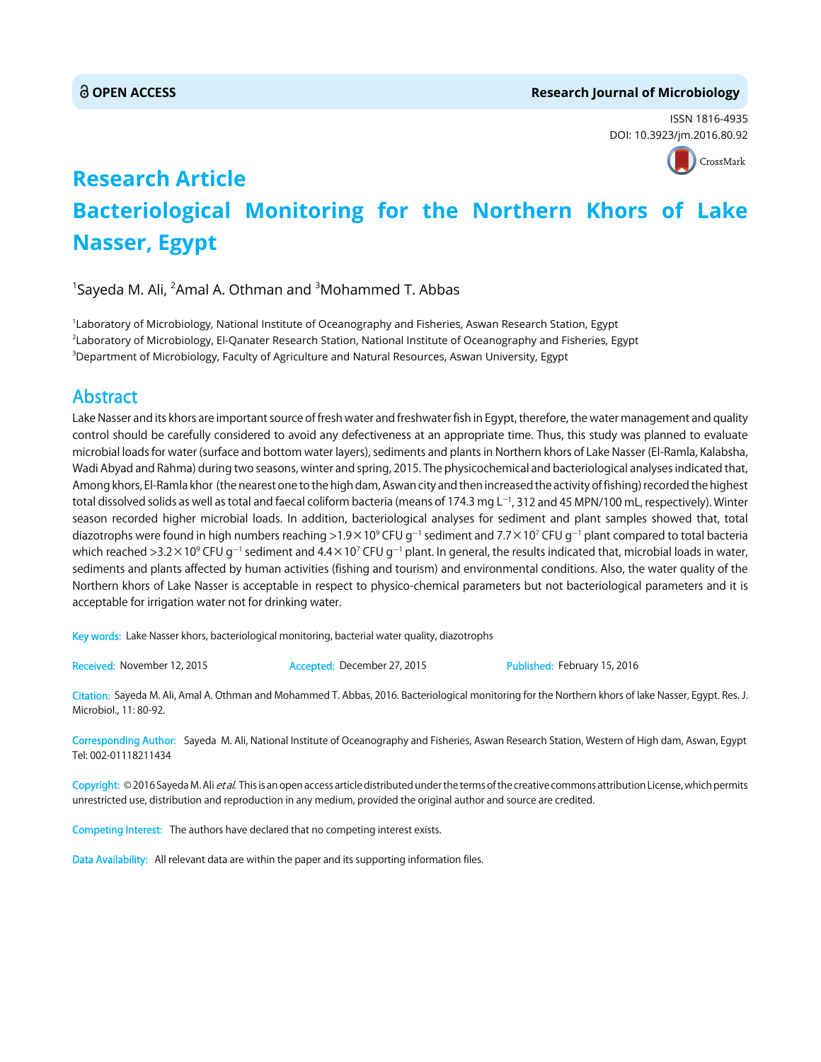**OPEN ACCESS** **Research Journal of Microbiology**

ISSN 1816-4935
DOI: 10.3923/jm.2016.80.92

# Research Article

# Bacteriological Monitoring for the Northern Khors of Lake Nasser, Egypt

[1]Sayeda M. Ali, [2]Amal A. Othman and [3]Mohammed T. Abbas

[1]Laboratory of Microbiology, National Institute of Oceanography and Fisheries, Aswan Research Station, Egypt
[2]Laboratory of Microbiology, El-Qanater Research Station, National Institute of Oceanography and Fisheries, Egypt
[3]Department of Microbiology, Faculty of Agriculture and Natural Resources, Aswan University, Egypt

## Abstract

Lake Nasser and its khors are important source of fresh water and freshwater fish in Egypt, therefore, the water management and quality control should be carefully considered to avoid any defectiveness at an appropriate time. Thus, this study was planned to evaluate microbial loads for water (surface and bottom water layers), sediments and plants in Northern khors of Lake Nasser (El-Ramla, Kalabsha, Wadi Abyad and Rahma) during two seasons, winter and spring, 2015. The physicochemical and bacteriological analyses indicated that, Among khors, El-Ramla khor (the nearest one to the high dam, Aswan city and then increased the activity of fishing) recorded the highest total dissolved solids as well as total and faecal coliform bacteria (means of 174.3 mg $L^{-1}$, 312 and 45 MPN/100 mL, respectively). Winter season recorded higher microbial loads. In addition, bacteriological analyses for sediment and plant samples showed that, total diazotrophs were found in high numbers reaching $>1.9\times10^9$ CFU $g^{-1}$ sediment and $7.7\times10^7$ CFU $g^{-1}$ plant compared to total bacteria which reached $>3.2\times10^9$ CFU $g^{-1}$ sediment and $4.4\times10^7$ CFU $g^{-1}$ plant. In general, the results indicated that, microbial loads in water, sediments and plants affected by human activities (fishing and tourism) and environmental conditions. Also, the water quality of the Northern khors of Lake Nasser is acceptable in respect to physico-chemical parameters but not bacteriological parameters and it is acceptable for irrigation water not for drinking water.

**Key words:** Lake Nasser khors, bacteriological monitoring, bacterial water quality, diazotrophs

**Received:** November 12, 2015 **Accepted:** December 27, 2015 **Published:** February 15, 2016

**Citation:** Sayeda M. Ali, Amal A. Othman and Mohammed T. Abbas, 2016. Bacteriological monitoring for the Northern khors of lake Nasser, Egypt. Res. J. Microbiol., 11: 80-92.

**Corresponding Author:** Sayeda M. Ali, National Institute of Oceanography and Fisheries, Aswan Research Station, Western of High dam, Aswan, Egypt Tel: 002-01118211434

**Copyright:** © 2016 Sayeda M. Ali *et al.* This is an open access article distributed under the terms of the creative commons attribution License, which permits unrestricted use, distribution and reproduction in any medium, provided the original author and source are credited.

**Competing Interest:** The authors have declared that no competing interest exists.

**Data Availability:** All relevant data are within the paper and its supporting information files.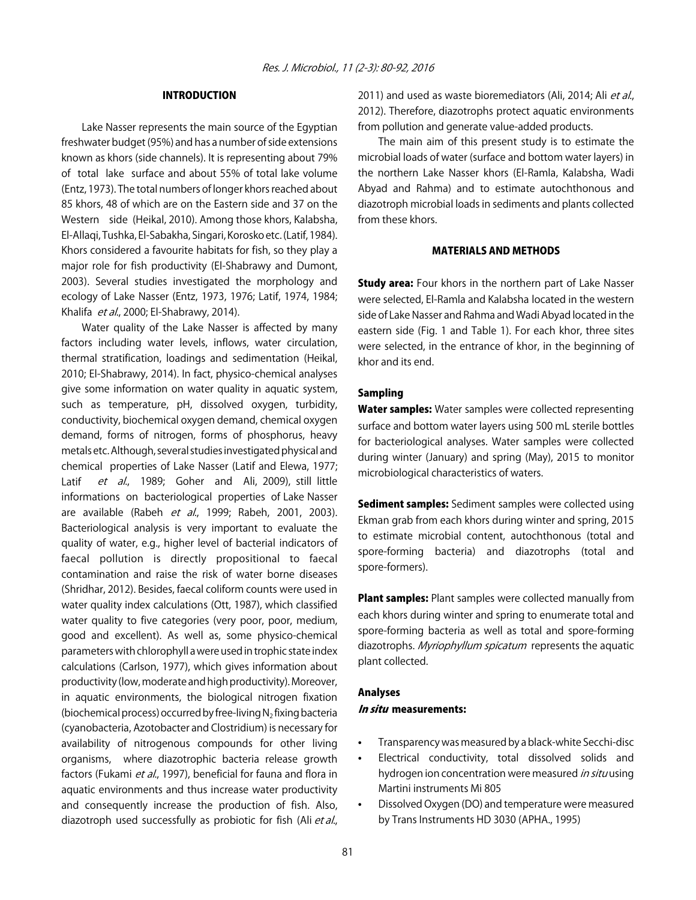## INTRODUCTION

Lake Nasser represents the main source of the Egyptian freshwater budget (95%) and has a number of side extensions known as khors (side channels). It is representing about 79% of total lake surface and about 55% of total lake volume (Entz, 1973). The total numbers of longer khors reached about 85 khors, 48 of which are on the Eastern side and 37 on the Western side (Heikal, 2010). Among those khors, Kalabsha, El-Allaqi, Tushka, El-Sabakha, Singari, Korosko etc. (Latif, 1984). Khors considered a favourite habitats for fish, so they play a major role for fish productivity (El-Shabrawy and Dumont, 2003). Several studies investigated the morphology and ecology of Lake Nasser (Entz, 1973, 1976; Latif, 1974, 1984; Khalifa *et al*., 2000; El-Shabrawy, 2014).

Water quality of the Lake Nasser is affected by many factors including water levels, inflows, water circulation, thermal stratification, loadings and sedimentation (Heikal, 2010; El-Shabrawy, 2014). In fact, physico-chemical analyses give some information on water quality in aquatic system, such as temperature, pH, dissolved oxygen, turbidity, conductivity, biochemical oxygen demand, chemical oxygen demand, forms of nitrogen, forms of phosphorus, heavy metals etc. Although, several studies investigated physical and chemical properties of Lake Nasser (Latif and Elewa, 1977; Latif *et al*., 1989; Goher and Ali, 2009), still little informations on bacteriological properties of Lake Nasser are available (Rabeh *et al*., 1999; Rabeh, 2001, 2003). Bacteriological analysis is very important to evaluate the quality of water, e.g., higher level of bacterial indicators of faecal pollution is directly propositional to faecal contamination and raise the risk of water borne diseases (Shridhar, 2012). Besides, faecal coliform counts were used in water quality index calculations (Ott, 1987), which classified water quality to five categories (very poor, poor, medium, good and excellent). As well as, some physico-chemical parameters with chlorophyll a were used in trophic state index calculations (Carlson, 1977), which gives information about productivity (low, moderate and high productivity). Moreover, in aquatic environments, the biological nitrogen fixation (biochemical process) occurred by free-living $N_2$ fixing bacteria (cyanobacteria, Azotobacter and Clostridium) is necessary for availability of nitrogenous compounds for other living organisms, where diazotrophic bacteria release growth factors (Fukami *et al*., 1997), beneficial for fauna and flora in aquatic environments and thus increase water productivity and consequently increase the production of fish. Also, diazotroph used successfully as probiotic for fish (Ali *et al*., 2011) and used as waste bioremediators (Ali, 2014; Ali *et al*., 2012). Therefore, diazotrophs protect aquatic environments from pollution and generate value-added products.

The main aim of this present study is to estimate the microbial loads of water (surface and bottom water layers) in the northern Lake Nasser khors (El-Ramla, Kalabsha, Wadi Abyad and Rahma) and to estimate autochthonous and diazotroph microbial loads in sediments and plants collected from these khors.

## MATERIALS AND METHODS

**Study area:** Four khors in the northern part of Lake Nasser were selected, El-Ramla and Kalabsha located in the western side of Lake Nasser and Rahma and Wadi Abyad located in the eastern side (Fig. 1 and Table 1). For each khor, three sites were selected, in the entrance of khor, in the beginning of khor and its end.

### Sampling

**Water samples:** Water samples were collected representing surface and bottom water layers using 500 mL sterile bottles for bacteriological analyses. Water samples were collected during winter (January) and spring (May), 2015 to monitor microbiological characteristics of waters.

**Sediment samples:** Sediment samples were collected using Ekman grab from each khors during winter and spring, 2015 to estimate microbial content, autochthonous (total and spore-forming bacteria) and diazotrophs (total and spore-formers).

**Plant samples:** Plant samples were collected manually from each khors during winter and spring to enumerate total and spore-forming bacteria as well as total and spore-forming diazotrophs. *Myriophyllum spicatum* represents the aquatic plant collected.

### Analyses

#### *In situ* measurements:

- Transparency was measured by a black-white Secchi-disc
- Electrical conductivity, total dissolved solids and hydrogen ion concentration were measured *in situ* using Martini instruments Mi 805
- Dissolved Oxygen (DO) and temperature were measured by Trans Instruments HD 3030 (APHA., 1995)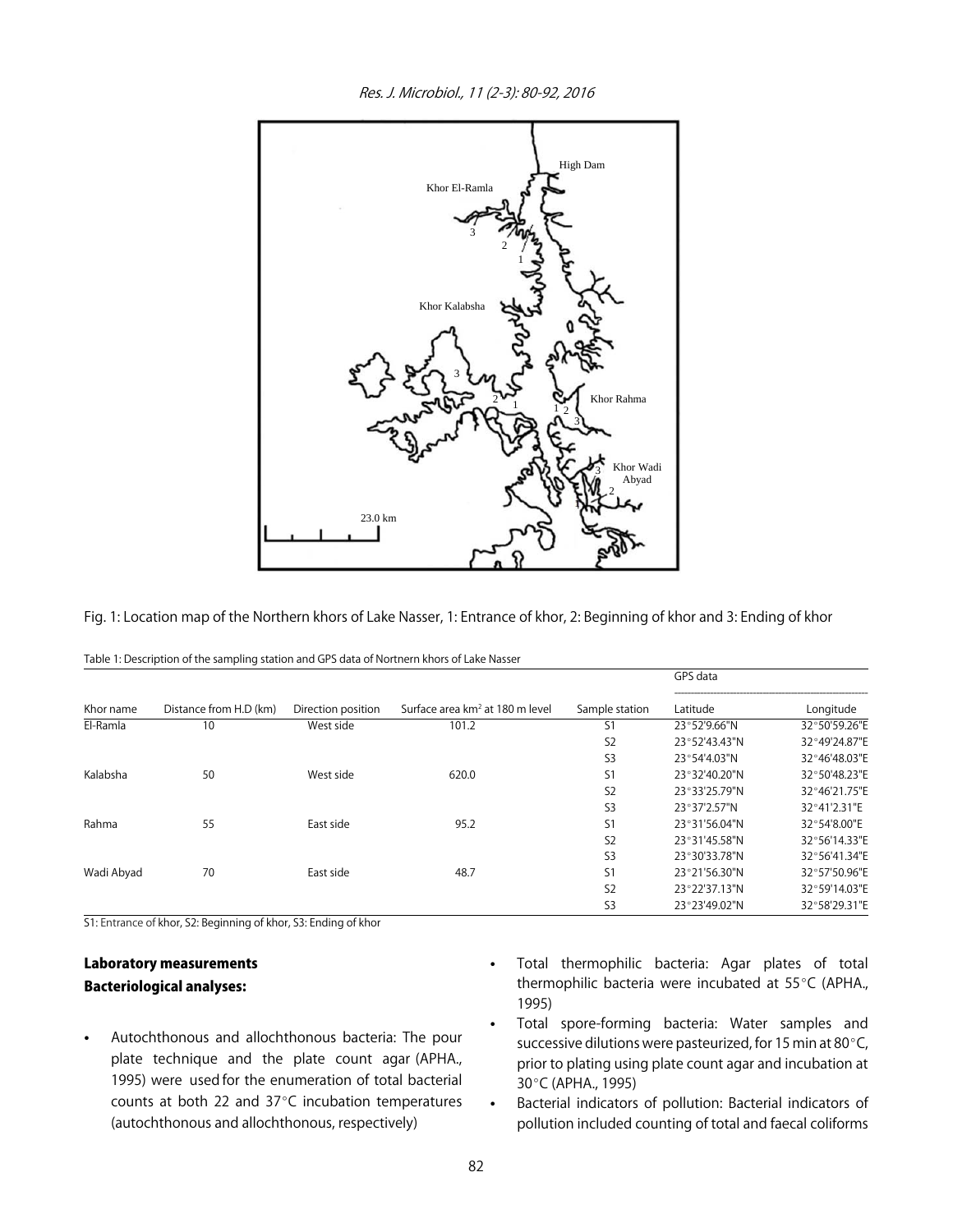Fig. 1: Location map of the Northern khors of Lake Nasser, 1: Entrance of khor, 2: Beginning of khor and 3: Ending of khor

Table 1: Description of the sampling station and GPS data of Nortnern khors of Lake Nasser

| Khor name | Distance from H.D (km) | Direction position | Surface area km$^2$ at 180 m level | Sample station | GPS data | |
|---|---|---|---|---|---|---|
| | | | | | Latitude | Longitude |
| El-Ramla | 10 | West side | 101.2 | S1 | 23°52'9.66"N | 32°50'59.26"E |
| | | | | S2 | 23°52'43.43"N | 32°49'24.87"E |
| | | | | S3 | 23°54'4.03"N | 32°46'48.03"E |
| Kalabsha | 50 | West side | 620.0 | S1 | 23°32'40.20"N | 32°50'48.23"E |
| | | | | S2 | 23°33'25.79"N | 32°46'21.75"E |
| | | | | S3 | 23°37'2.57"N | 32°41'2.31"E |
| Rahma | 55 | East side | 95.2 | S1 | 23°31'56.04"N | 32°54'8.00"E |
| | | | | S2 | 23°31'45.58"N | 32°56'14.33"E |
| | | | | S3 | 23°30'33.78"N | 32°56'41.34"E |
| Wadi Abyad | 70 | East side | 48.7 | S1 | 23°21'56.30"N | 32°57'50.96"E |
| | | | | S2 | 23°22'37.13"N | 32°59'14.03"E |
| | | | | S3 | 23°23'49.02"N | 32°58'29.31"E |

S1: Entrance of khor, S2: Beginning of khor, S3: Ending of khor

### Laboratory measurements

#### Bacteriological analyses:

- Autochthonous and allochthonous bacteria: The pour plate technique and the plate count agar (APHA., 1995) were used for the enumeration of total bacterial counts at both 22 and 37°C incubation temperatures (autochthonous and allochthonous, respectively)
- Total thermophilic bacteria: Agar plates of total thermophilic bacteria were incubated at 55°C (APHA., 1995)
- Total spore-forming bacteria: Water samples and successive dilutions were pasteurized, for 15 min at 80°C, prior to plating using plate count agar and incubation at 30°C (APHA., 1995)
- Bacterial indicators of pollution: Bacterial indicators of pollution included counting of total and faecal coliforms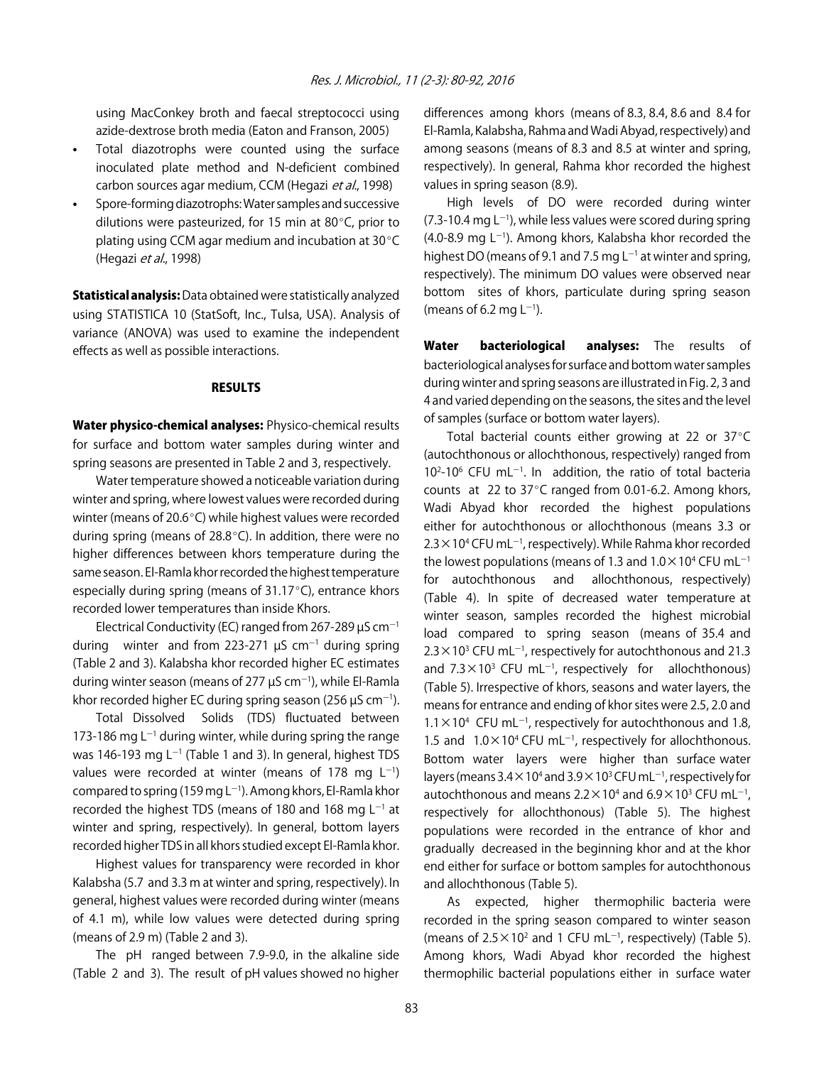using MacConkey broth and faecal streptococci using azide-dextrose broth media (Eaton and Franson, 2005)

- Total diazotrophs were counted using the surface inoculated plate method and N-deficient combined carbon sources agar medium, CCM (Hegazi *et al*., 1998)
- Spore-forming diazotrophs: Water samples and successive dilutions were pasteurized, for 15 min at 80°C, prior to plating using CCM agar medium and incubation at 30°C (Hegazi *et al*., 1998)

**Statistical analysis:** Data obtained were statistically analyzed using STATISTICA 10 (StatSoft, Inc., Tulsa, USA). Analysis of variance (ANOVA) was used to examine the independent effects as well as possible interactions.

## RESULTS

**Water physico-chemical analyses:** Physico-chemical results for surface and bottom water samples during winter and spring seasons are presented in Table 2 and 3, respectively.

Water temperature showed a noticeable variation during winter and spring, where lowest values were recorded during winter (means of 20.6°C) while highest values were recorded during spring (means of 28.8°C). In addition, there were no higher differences between khors temperature during the same season. El-Ramla khor recorded the highest temperature especially during spring (means of 31.17°C), entrance khors recorded lower temperatures than inside Khors.

Electrical Conductivity (EC) ranged from 267-289 μS $cm^{-1}$ during winter and from 223-271 μS $cm^{-1}$ during spring (Table 2 and 3). Kalabsha khor recorded higher EC estimates during winter season (means of 277 μS $cm^{-1}$), while El-Ramla khor recorded higher EC during spring season (256 μS $cm^{-1}$).

Total Dissolved Solids (TDS) fluctuated between 173-186 mg $L^{-1}$ during winter, while during spring the range was 146-193 mg $L^{-1}$ (Table 1 and 3). In general, highest TDS values were recorded at winter (means of 178 mg $L^{-1}$) compared to spring (159 mg $L^{-1}$). Among khors, El-Ramla khor recorded the highest TDS (means of 180 and 168 mg $L^{-1}$ at winter and spring, respectively). In general, bottom layers recorded higher TDS in all khors studied except El-Ramla khor.

Highest values for transparency were recorded in khor Kalabsha (5.7 and 3.3 m at winter and spring, respectively). In general, highest values were recorded during winter (means of 4.1 m), while low values were detected during spring (means of 2.9 m) (Table 2 and 3).

The pH ranged between 7.9-9.0, in the alkaline side (Table 2 and 3). The result of pH values showed no higher differences among khors (means of 8.3, 8.4, 8.6 and 8.4 for El-Ramla, Kalabsha, Rahma and Wadi Abyad, respectively) and among seasons (means of 8.3 and 8.5 at winter and spring, respectively). In general, Rahma khor recorded the highest values in spring season (8.9).

High levels of DO were recorded during winter (7.3-10.4 mg $L^{-1}$), while less values were scored during spring (4.0-8.9 mg $L^{-1}$). Among khors, Kalabsha khor recorded the highest DO (means of 9.1 and 7.5 mg $L^{-1}$ at winter and spring, respectively). The minimum DO values were observed near bottom sites of khors, particulate during spring season (means of 6.2 mg $L^{-1}$).

**Water bacteriological analyses:** The results of bacteriological analyses for surface and bottom water samples during winter and spring seasons are illustrated in Fig. 2, 3 and 4 and varied depending on the seasons, the sites and the level of samples (surface or bottom water layers).

Total bacterial counts either growing at 22 or 37°C (autochthonous or allochthonous, respectively) ranged from $10^2$-$10^6$ CFU $mL^{-1}$. In addition, the ratio of total bacteria counts at 22 to 37°C ranged from 0.01-6.2. Among khors, Wadi Abyad khor recorded the highest populations either for autochthonous or allochthonous (means 3.3 or $2.3\times10^4$ CFU $mL^{-1}$, respectively). While Rahma khor recorded the lowest populations (means of 1.3 and $1.0\times10^4$ CFU $mL^{-1}$ for autochthonous and allochthonous, respectively) (Table 4). In spite of decreased water temperature at winter season, samples recorded the highest microbial load compared to spring season (means of 35.4 and $2.3\times10^3$ CFU $mL^{-1}$, respectively for autochthonous and 21.3 and $7.3\times10^3$ CFU $mL^{-1}$, respectively for allochthonous) (Table 5). Irrespective of khors, seasons and water layers, the means for entrance and ending of khor sites were 2.5, 2.0 and $1.1\times10^4$ CFU $mL^{-1}$, respectively for autochthonous and 1.8, 1.5 and $1.0\times10^4$ CFU $mL^{-1}$, respectively for allochthonous. Bottom water layers were higher than surface water layers (means $3.4\times10^4$ and $3.9\times10^3$ CFU $mL^{-1}$, respectively for autochthonous and means $2.2\times10^4$ and $6.9\times10^3$ CFU $mL^{-1}$, respectively for allochthonous) (Table 5). The highest populations were recorded in the entrance of khor and gradually decreased in the beginning khor and at the khor end either for surface or bottom samples for autochthonous and allochthonous (Table 5).

As expected, higher thermophilic bacteria were recorded in the spring season compared to winter season (means of $2.5\times10^2$ and 1 CFU $mL^{-1}$, respectively) (Table 5). Among khors, Wadi Abyad khor recorded the highest thermophilic bacterial populations either in surface water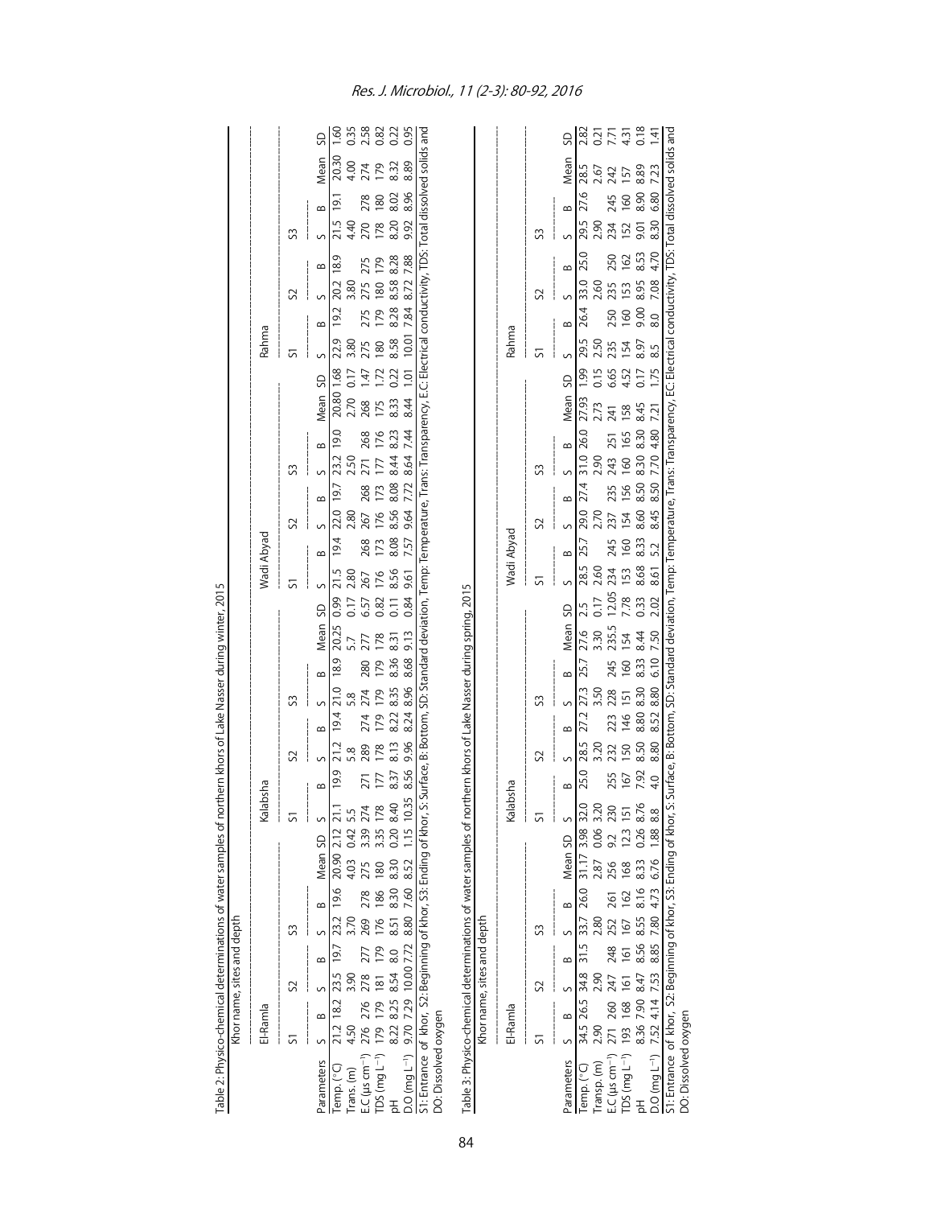Table 2: Physico-chemical determinations of water samples of northern khors of Lake Nasser during winter, 2015

| | Khor name, sites and depth | | | | | | | | | | | | | | | | | | | | | | | | | | | | | | | |
|---|---|---|---|---|---|---|---|---|---|---|---|---|---|---|---|---|---|---|---|---|---|---|---|---|---|---|---|---|---|---|---|---|
| | El-Ramla | | | | | | | | Kalabsha | | | | | | | | Wadi Abyad | | | | | | | | Rahma | | | | | | | |
| | S1 | | S2 | | S3 | | | | S1 | | S2 | | S3 | | | | S1 | | S2 | | S3 | | | | S1 | | S2 | | S3 | | | |
| Parameters | S | B | S | B | S | B | Mean | SD | S | B | S | B | S | B | Mean | SD | S | B | S | B | S | B | Mean | SD | S | B | S | B | S | B | Mean | SD |
| Temp. (°C) | 21.2 | 18.2 | 23.5 | 19.7 | 23.2 | 19.6 | 20.90 | 2.12 | 21.1 | 19.9 | 21.2 | 19.4 | 21.0 | 18.9 | 20.25 | 0.99 | 21.5 | 19.4 | 22.0 | 19.7 | 23.2 | 19.0 | 20.80 | 1.68 | 22.9 | 19.2 | 20.2 | 18.9 | 21.5 | 19.1 | 20.30 | 1.60 |
| Trans. (m) | 4.50 | | 3.90 | | 3.70 | | 4.03 | 0.42 | 5.5 | | 5.8 | | 5.8 | | 5.7 | 0.17 | 2.80 | | 2.80 | | 2.50 | | 2.70 | 0.17 | 3.80 | | 3.80 | | 4.40 | | 4.00 | 0.35 |
| E.C (μs cm⁻¹) | 276 | 276 | 278 | 277 | 269 | 278 | 275 | 3.39 | 274 | 271 | 289 | 274 | 274 | 280 | 277 | 6.57 | 267 | 268 | 267 | 268 | 271 | 268 | 268 | 1.47 | 275 | 275 | 275 | 275 | 270 | 278 | 274 | 2.58 |
| TDS (mg L⁻¹) | 179 | 179 | 181 | 179 | 176 | 186 | 180 | 3.35 | 178 | 177 | 178 | 179 | 179 | 179 | 178 | 0.82 | 176 | 173 | 176 | 173 | 177 | 176 | 175 | 1.72 | 180 | 179 | 180 | 179 | 178 | 180 | 179 | 0.82 |
| pH | 8.22 | 8.25 | 8.54 | 8.0 | 8.51 | 8.30 | 8.30 | 0.20 | 8.40 | 8.37 | 8.13 | 8.22 | 8.35 | 8.36 | 8.31 | 0.11 | 8.56 | 8.08 | 8.56 | 8.08 | 8.44 | 8.23 | 8.33 | 0.22 | 8.58 | 8.28 | 8.58 | 8.28 | 8.20 | 8.02 | 8.32 | 0.22 |
| D.O (mg L⁻¹) | 9.70 | 7.29 | 10.00 | 7.72 | 8.80 | 7.60 | 8.52 | 1.15 | 10.35 | 8.56 | 9.96 | 8.24 | 8.96 | 8.68 | 9.13 | 0.84 | 9.61 | 7.57 | 9.64 | 7.72 | 8.64 | 7.44 | 8.44 | 1.01 | 10.01 | 7.84 | 8.72 | 7.88 | 9.92 | 8.96 | 8.89 | 0.95 |

S1: Entrance of khor, S2: Beginning of khor, S3: Ending of khor, S: Surface, B: Bottom, SD: Standard deviation, Temp: Temperature, Trans: Transparency, E.C: Electrical conductivity, TDS: Total dissolved solids and DO: Dissolved oxygen

Table 3: Physico-chemical determinations of water samples of northern khors of Lake Nasser during spring, 2015

| | Khor name, sites and depth | | | | | | | | | | | | | | | | | | | | | | | | | | | | | | | |
|---|---|---|---|---|---|---|---|---|---|---|---|---|---|---|---|---|---|---|---|---|---|---|---|---|---|---|---|---|---|---|---|---|
| | El-Ramla | | | | | | | | Kalabsha | | | | | | | | Wadi Abyad | | | | | | | | Rahma | | | | | | | |
| | S1 | | S2 | | S3 | | | | S1 | | S2 | | S3 | | | | S1 | | S2 | | S3 | | | | S1 | | S2 | | S3 | | | |
| Parameters | S | B | S | B | S | B | Mean | SD | S | B | S | B | S | B | Mean | SD | S | B | S | B | S | B | Mean | SD | S | B | S | B | S | B | Mean | SD |
| Temp. (°C) | 34.5 | 26.5 | 34.8 | 31.5 | 33.7 | 26.0 | 31.17 | 3.98 | 32.0 | 25.0 | 28.5 | 27.2 | 27.3 | 25.7 | 27.6 | 2.5 | 28.5 | 25.7 | 29.0 | 27.4 | 31.0 | 26.0 | 27.93 | 1.99 | 29.5 | 26.4 | 33.0 | 25.0 | 29.5 | 27.6 | 28.5 | 2.82 |
| Transp. (m) | 2.90 | | 2.90 | | 2.80 | | 2.87 | 0.06 | 3.20 | | 3.20 | | 3.50 | | 3.30 | 0.17 | 2.60 | | 2.70 | | 2.90 | | 2.73 | 0.15 | 2.50 | | 2.60 | | 2.90 | | 2.67 | 0.21 |
| E.C (μs cm⁻¹) | 271 | 260 | 247 | 248 | 252 | 261 | 256 | 9.2 | 230 | 255 | 232 | 223 | 228 | 245 | 235.5 | 12.05 | 234 | 245 | 237 | 235 | 243 | 251 | 241 | 6.65 | 235 | 250 | 235 | 250 | 234 | 245 | 242 | 7.71 |
| TDS (mg L⁻¹) | 193 | 168 | 161 | 161 | 167 | 162 | 168 | 12.3 | 151 | 167 | 150 | 146 | 151 | 160 | 154 | 7.78 | 153 | 160 | 154 | 156 | 160 | 165 | 158 | 4.52 | 154 | 160 | 153 | 162 | 152 | 160 | 157 | 4.31 |
| pH | 8.36 | 7.90 | 8.47 | 8.56 | 8.55 | 8.16 | 8.33 | 0.26 | 8.76 | 7.92 | 8.50 | 8.80 | 8.30 | 8.33 | 8.44 | 0.33 | 8.68 | 8.33 | 8.60 | 8.50 | 8.30 | 8.30 | 8.45 | 0.17 | 8.97 | 9.00 | 8.95 | 8.53 | 9.01 | 8.90 | 8.89 | 0.18 |
| D.O (mg L⁻¹) | 7.52 | 4.14 | 7.53 | 8.85 | 7.80 | 4.73 | 6.76 | 1.88 | 8.8 | 4.0 | 8.80 | 8.52 | 8.80 | 6.10 | 7.50 | 2.02 | 8.61 | 5.2 | 8.45 | 8.50 | 7.70 | 4.80 | 7.21 | 1.75 | 8.5 | 8.0 | 7.08 | 4.70 | 8.30 | 6.80 | 7.23 | 1.41 |

S1: Entrance of khor, S2: Beginning of khor, S3: Ending of khor, S: Surface, B: Bottom, SD: Standard deviation, Temp: Temperature, Trans: Transparency, EC: Electrical conductivity, TDS: Total dissolved solids and DO: Dissolved oxygen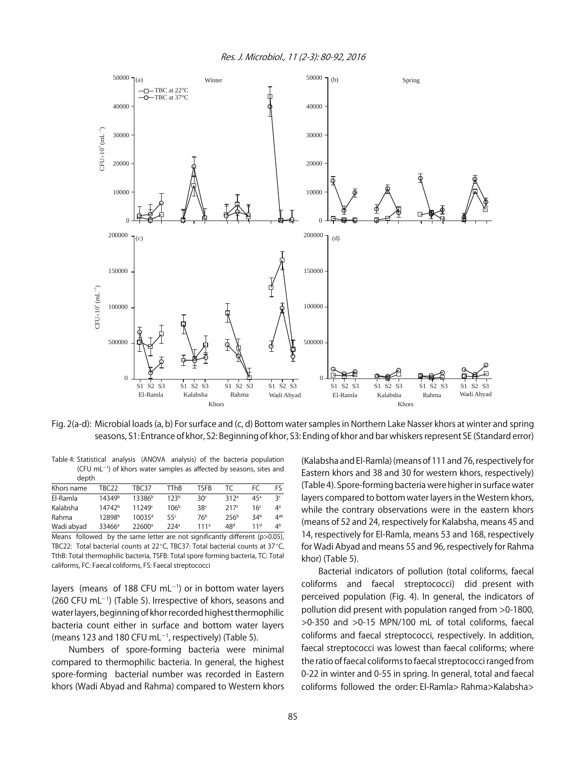Fig. 2(a-d): Microbial loads (a, b) For surface and (c, d) Bottom water samples in Northern Lake Nasser khors at winter and spring seasons, S1: Entrance of khor, S2: Beginning of khor, S3: Ending of khor and bar whiskers represent SE (Standard error)

Table 4: Statistical analysis (ANOVA analysis) of the bacteria population (CFU $mL^{-1}$) of khors water samples as affected by seasons, sites and depth

| Khors name | TBC22 | TBC37 | TThB | TSFB | TC | FC | FS |
|---|---|---|---|---|---|---|---|
| El-Ramla | 14349[b] | 13386[b] | 123[b] | 30[c] | 312[a] | 45[a] | 3[c] |
| Kalabsha | 14742[b] | 11249[c] | 106[b] | 38[c] | 217[c] | 16[c] | 4[a] |
| Rahma | 12898[b] | 10035[d] | 55[c] | 76[b] | 256[b] | 34[b] | 4[ab] |
| Wadi abyad | 33466[a] | 22600[a] | 224[a] | 111[a] | 48[d] | 11[d] | 4[b] |

Means followed by the same letter are not significantly different ($p>0.05$), TBC22: Total bacterial counts at 22°C, TBC37: Total bacterial counts at 37°C, TthB: Total thermophilic bacteria, TSFB: Total spore forming bacteria, TC: Total califorms, FC: Faecal coliforms, FS: Faecal streptococci

layers (means of 188 CFU $mL^{-1}$) or in bottom water layers (260 CFU $mL^{-1}$) (Table 5). Irrespective of khors, seasons and water layers, beginning of khor recorded highest thermophilic bacteria count either in surface and bottom water layers (means 123 and 180 CFU $mL^{-1}$, respectively) (Table 5).

Numbers of spore-forming bacteria were minimal compared to thermophilic bacteria. In general, the highest spore-forming bacterial number was recorded in Eastern khors (Wadi Abyad and Rahma) compared to Western khors (Kalabsha and El-Ramla) (means of 111 and 76, respectively for Eastern khors and 38 and 30 for western khors, respectively) (Table 4). Spore-forming bacteria were higher in surface water layers compared to bottom water layers in the Western khors, while the contrary observations were in the eastern khors (means of 52 and 24, respectively for Kalabsha, means 45 and 14, respectively for El-Ramla, means 53 and 168, respectively for Wadi Abyad and means 55 and 96, respectively for Rahma khor) (Table 5).

Bacterial indicators of pollution (total coliforms, faecal coliforms and faecal streptococci) did present with perceived population (Fig. 4). In general, the indicators of pollution did present with population ranged from >0-1800, >0-350 and >0-15 MPN/100 mL of total coliforms, faecal coliforms and faecal streptococci, respectively. In addition, faecal streptococci was lowest than faecal coliforms; where the ratio of faecal coliforms to faecal streptococci ranged from 0-22 in winter and 0-55 in spring. In general, total and faecal coliforms followed the order: El-Ramla> Rahma>Kalabsha>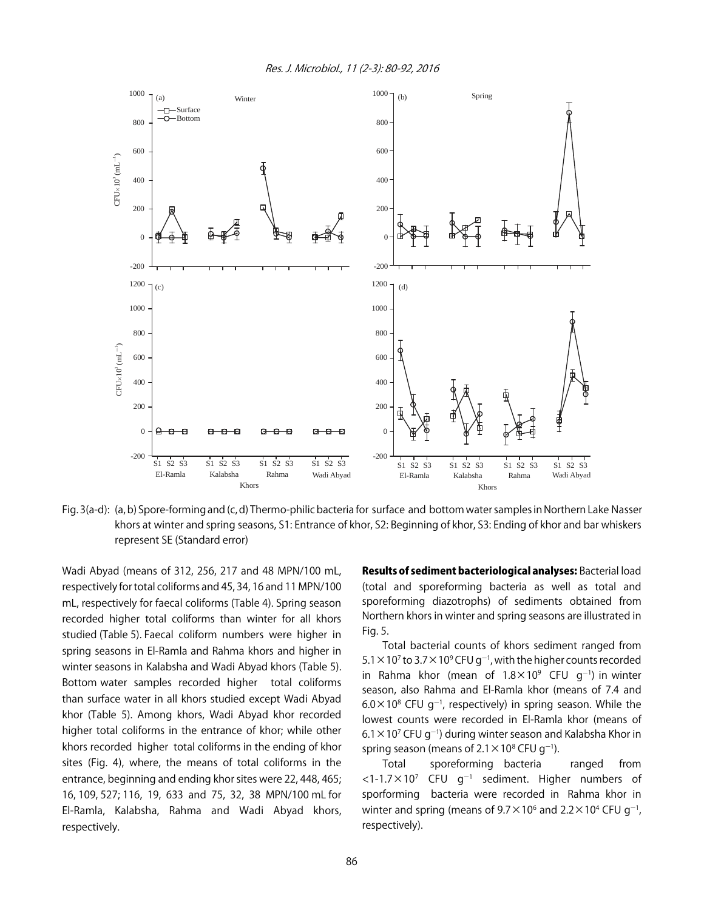Fig. 3(a-d): (a, b) Spore-forming and (c, d) Thermo-philic bacteria for surface and bottom water samples in Northern Lake Nasser khors at winter and spring seasons, S1: Entrance of khor, S2: Beginning of khor, S3: Ending of khor and bar whiskers represent SE (Standard error)

Wadi Abyad (means of 312, 256, 217 and 48 MPN/100 mL, respectively for total coliforms and 45, 34, 16 and 11 MPN/100 mL, respectively for faecal coliforms (Table 4). Spring season recorded higher total coliforms than winter for all khors studied (Table 5). Faecal coliform numbers were higher in spring seasons in El-Ramla and Rahma khors and higher in winter seasons in Kalabsha and Wadi Abyad khors (Table 5). Bottom water samples recorded higher total coliforms than surface water in all khors studied except Wadi Abyad khor (Table 5). Among khors, Wadi Abyad khor recorded higher total coliforms in the entrance of khor; while other khors recorded higher total coliforms in the ending of khor sites (Fig. 4), where, the means of total coliforms in the entrance, beginning and ending khor sites were 22, 448, 465; 16, 109, 527; 116, 19, 633 and 75, 32, 38 MPN/100 mL for El-Ramla, Kalabsha, Rahma and Wadi Abyad khors, respectively.

**Results of sediment bacteriological analyses:** Bacterial load (total and sporeforming bacteria as well as total and sporeforming diazotrophs) of sediments obtained from Northern khors in winter and spring seasons are illustrated in Fig. 5.

Total bacterial counts of khors sediment ranged from $5.1\times10^7$ to $3.7\times10^9$ CFU $g^{-1}$, with the higher counts recorded in Rahma khor (mean of $1.8\times10^9$ CFU $g^{-1}$) in winter season, also Rahma and El-Ramla khor (means of 7.4 and $6.0\times10^8$ CFU $g^{-1}$, respectively) in spring season. While the lowest counts were recorded in El-Ramla khor (means of $6.1\times10^7$ CFU $g^{-1}$) during winter season and Kalabsha Khor in spring season (means of $2.1\times10^8$ CFU $g^{-1}$).

Total sporeforming bacteria ranged from $<1$-$1.7\times10^7$ CFU $g^{-1}$ sediment. Higher numbers of sporforming bacteria were recorded in Rahma khor in winter and spring (means of $9.7\times10^6$ and $2.2\times10^4$ CFU $g^{-1}$, respectively).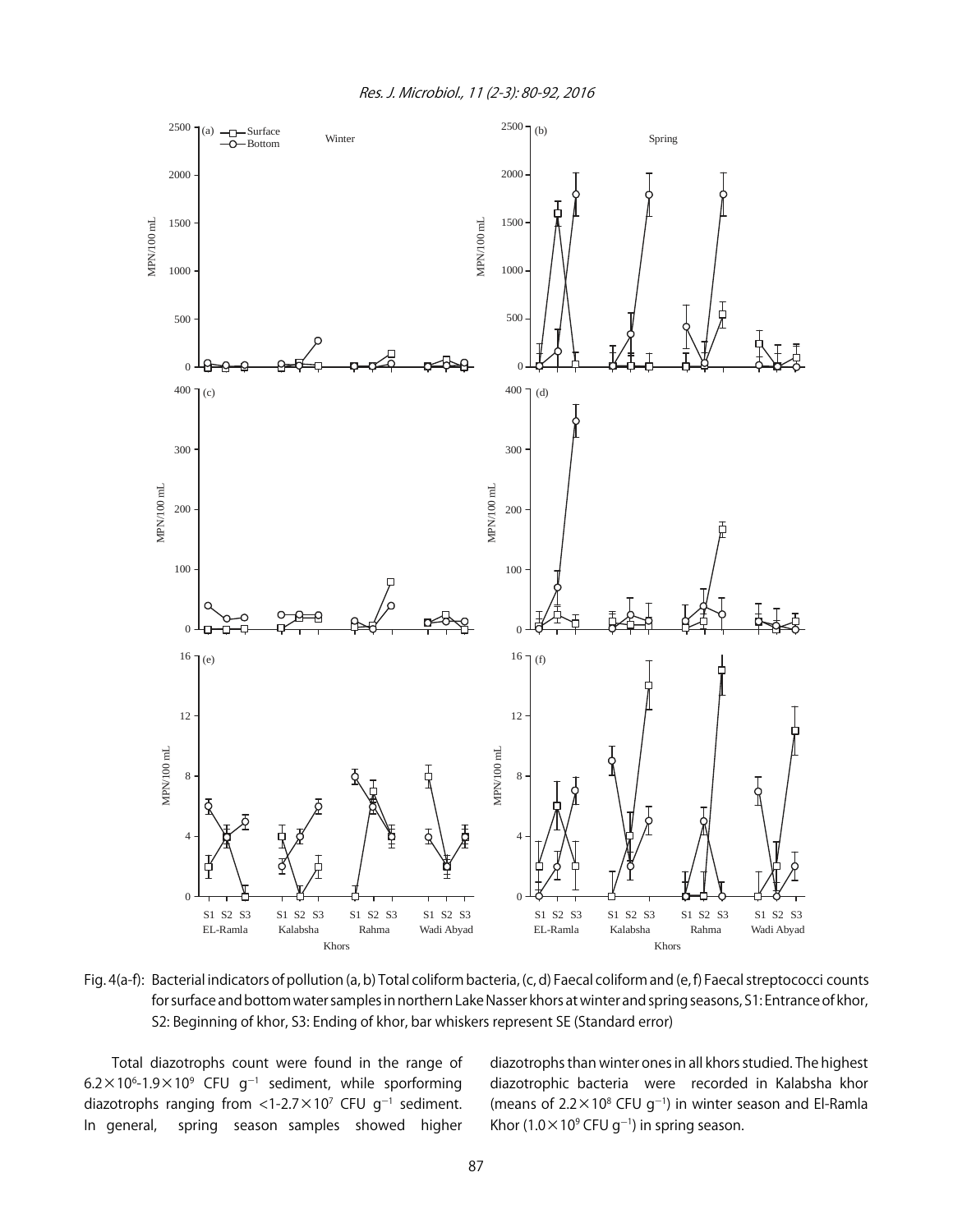Fig. 4(a-f): Bacterial indicators of pollution (a, b) Total coliform bacteria, (c, d) Faecal coliform and (e, f) Faecal streptococci counts for surface and bottom water samples in northern Lake Nasser khors at winter and spring seasons, S1: Entrance of khor, S2: Beginning of khor, S3: Ending of khor, bar whiskers represent SE (Standard error)

Total diazotrophs count were found in the range of $6.2\times10^{6}$-$1.9\times10^{9}$ CFU $g^{-1}$ sediment, while sporforming diazotrophs ranging from <1-$2.7\times10^{7}$ CFU $g^{-1}$ sediment. In general, spring season samples showed higher diazotrophs than winter ones in all khors studied. The highest diazotrophic bacteria were recorded in Kalabsha khor (means of $2.2\times10^{8}$ CFU $g^{-1}$) in winter season and El-Ramla Khor ($1.0\times10^{9}$ CFU $g^{-1}$) in spring season.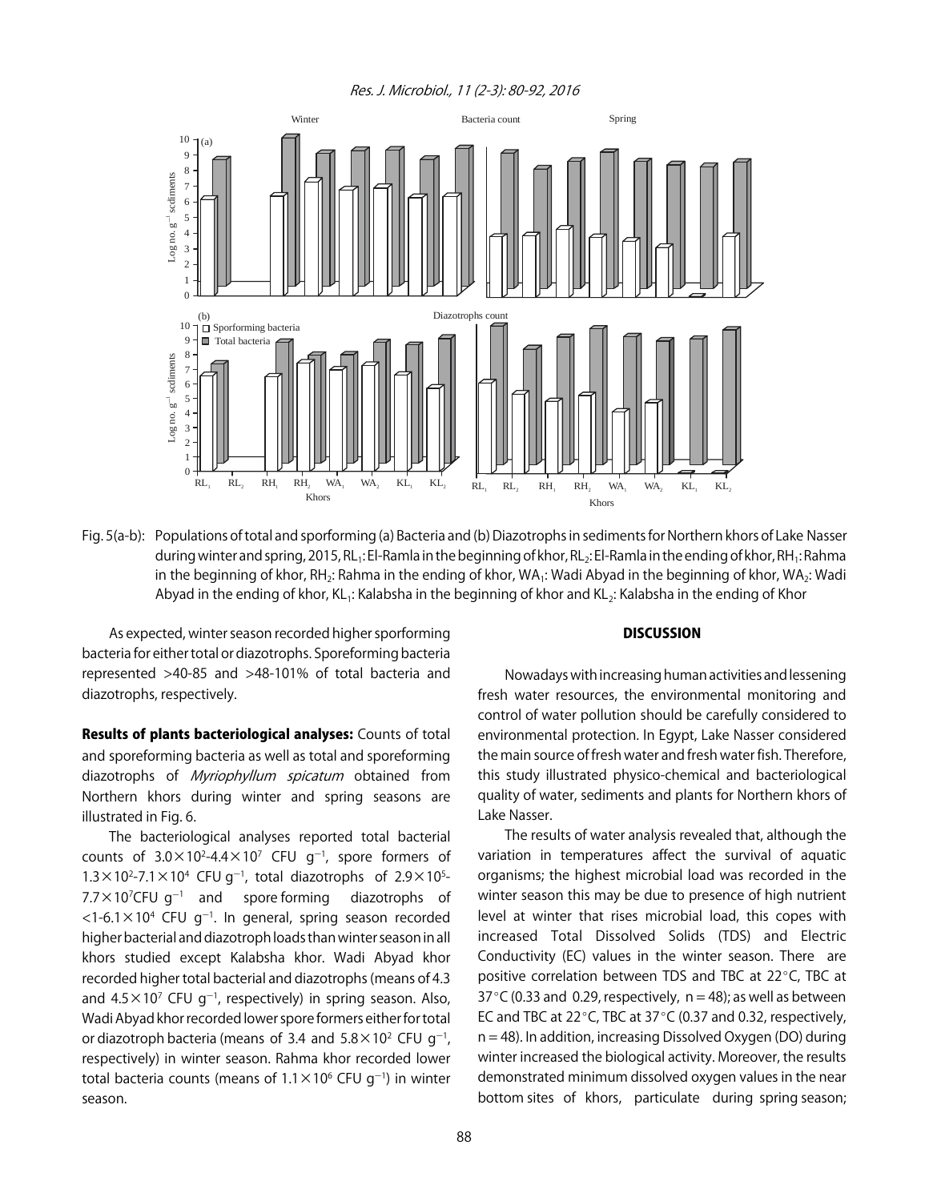Fig. 5(a-b): Populations of total and sporforming (a) Bacteria and (b) Diazotrophs in sediments for Northern khors of Lake Nasser during winter and spring, 2015, $RL_1$: El-Ramla in the beginning of khor, $RL_2$: El-Ramla in the ending of khor, $RH_1$: Rahma in the beginning of khor, $RH_2$: Rahma in the ending of khor, $WA_1$: Wadi Abyad in the beginning of khor, $WA_2$: Wadi Abyad in the ending of khor, $KL_1$: Kalabsha in the beginning of khor and $KL_2$: Kalabsha in the ending of Khor

As expected, winter season recorded higher sporforming bacteria for either total or diazotrophs. Sporeforming bacteria represented >40-85 and >48-101% of total bacteria and diazotrophs, respectively.

**Results of plants bacteriological analyses:** Counts of total and sporeforming bacteria as well as total and sporeforming diazotrophs of *Myriophyllum spicatum* obtained from Northern khors during winter and spring seasons are illustrated in Fig. 6.

The bacteriological analyses reported total bacterial counts of $3.0\times10^2$-$4.4\times10^7$ CFU $g^{-1}$, spore formers of $1.3\times10^2$-$7.1\times10^4$ CFU $g^{-1}$, total diazotrophs of $2.9\times10^5$-$7.7\times10^7$CFU $g^{-1}$ and spore forming diazotrophs of <1-$6.1\times10^4$ CFU $g^{-1}$. In general, spring season recorded higher bacterial and diazotroph loads than winter season in all khors studied except Kalabsha khor. Wadi Abyad khor recorded higher total bacterial and diazotrophs (means of 4.3 and $4.5\times10^7$ CFU $g^{-1}$, respectively) in spring season. Also, Wadi Abyad khor recorded lower spore formers either for total or diazotroph bacteria (means of 3.4 and $5.8\times10^2$ CFU $g^{-1}$, respectively) in winter season. Rahma khor recorded lower total bacteria counts (means of $1.1\times10^6$ CFU $g^{-1}$) in winter season.

## DISCUSSION

Nowadays with increasing human activities and lessening fresh water resources, the environmental monitoring and control of water pollution should be carefully considered to environmental protection. In Egypt, Lake Nasser considered the main source of fresh water and fresh water fish. Therefore, this study illustrated physico-chemical and bacteriological quality of water, sediments and plants for Northern khors of Lake Nasser.

The results of water analysis revealed that, although the variation in temperatures affect the survival of aquatic organisms; the highest microbial load was recorded in the winter season this may be due to presence of high nutrient level at winter that rises microbial load, this copes with increased Total Dissolved Solids (TDS) and Electric Conductivity (EC) values in the winter season. There are positive correlation between TDS and TBC at 22°C, TBC at 37°C (0.33 and 0.29, respectively, n = 48); as well as between EC and TBC at 22°C, TBC at 37°C (0.37 and 0.32, respectively, n = 48). In addition, increasing Dissolved Oxygen (DO) during winter increased the biological activity. Moreover, the results demonstrated minimum dissolved oxygen values in the near bottom sites of khors, particulate during spring season;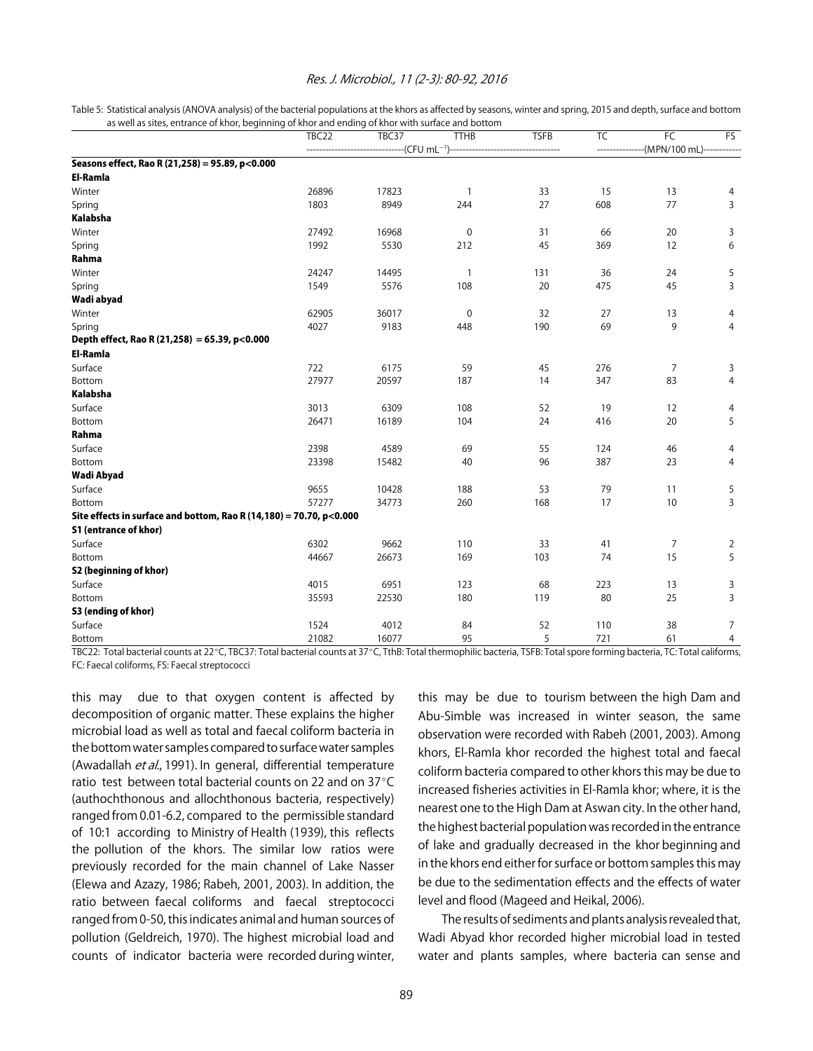Table 5: Statistical analysis (ANOVA analysis) of the bacterial populations at the khors as affected by seasons, winter and spring, 2015 and depth, surface and bottom as well as sites, entrance of khor, beginning of khor and ending of khor with surface and bottom

| | TBC22 | TBC37 | TTHB | TSFB | TC | FC | FS |
|---|---|---|---|---|---|---|---|
| | (CFU mL$^{-1}$) | | | | (MPN/100 mL) | | |
| **Seasons effect, Rao R (21,258) = 95.89, p<0.000** | | | | | | | |
| **El-Ramla** | | | | | | | |
| Winter | 26896 | 17823 | 1 | 33 | 15 | 13 | 4 |
| Spring | 1803 | 8949 | 244 | 27 | 608 | 77 | 3 |
| **Kalabsha** | | | | | | | |
| Winter | 27492 | 16968 | 0 | 31 | 66 | 20 | 3 |
| Spring | 1992 | 5530 | 212 | 45 | 369 | 12 | 6 |
| **Rahma** | | | | | | | |
| Winter | 24247 | 14495 | 1 | 131 | 36 | 24 | 5 |
| Spring | 1549 | 5576 | 108 | 20 | 475 | 45 | 3 |
| **Wadi abyad** | | | | | | | |
| Winter | 62905 | 36017 | 0 | 32 | 27 | 13 | 4 |
| Spring | 4027 | 9183 | 448 | 190 | 69 | 9 | 4 |
| **Depth effect, Rao R (21,258) = 65.39, p<0.000** | | | | | | | |
| **El-Ramla** | | | | | | | |
| Surface | 722 | 6175 | 59 | 45 | 276 | 7 | 3 |
| Bottom | 27977 | 20597 | 187 | 14 | 347 | 83 | 4 |
| **Kalabsha** | | | | | | | |
| Surface | 3013 | 6309 | 108 | 52 | 19 | 12 | 4 |
| Bottom | 26471 | 16189 | 104 | 24 | 416 | 20 | 5 |
| **Rahma** | | | | | | | |
| Surface | 2398 | 4589 | 69 | 55 | 124 | 46 | 4 |
| Bottom | 23398 | 15482 | 40 | 96 | 387 | 23 | 4 |
| **Wadi Abyad** | | | | | | | |
| Surface | 9655 | 10428 | 188 | 53 | 79 | 11 | 5 |
| Bottom | 57277 | 34773 | 260 | 168 | 17 | 10 | 3 |
| **Site effects in surface and bottom, Rao R (14,180) = 70.70, p<0.000** | | | | | | | |
| **S1 (entrance of khor)** | | | | | | | |
| Surface | 6302 | 9662 | 110 | 33 | 41 | 7 | 2 |
| Bottom | 44667 | 26673 | 169 | 103 | 74 | 15 | 5 |
| **S2 (beginning of khor)** | | | | | | | |
| Surface | 4015 | 6951 | 123 | 68 | 223 | 13 | 3 |
| Bottom | 35593 | 22530 | 180 | 119 | 80 | 25 | 3 |
| **S3 (ending of khor)** | | | | | | | |
| Surface | 1524 | 4012 | 84 | 52 | 110 | 38 | 7 |
| Bottom | 21082 | 16077 | 95 | 5 | 721 | 61 | 4 |

TBC22: Total bacterial counts at 22°C, TBC37: Total bacterial counts at 37°C, TthB: Total thermophilic bacteria, TSFB: Total spore forming bacteria, TC: Total califorms, FC: Faecal coliforms, FS: Faecal streptococci

this may due to that oxygen content is affected by decomposition of organic matter. These explains the higher microbial load as well as total and faecal coliform bacteria in the bottom water samples compared to surface water samples (Awadallah *et al*., 1991). In general, differential temperature ratio test between total bacterial counts on 22 and on 37°C (authochthonous and allochthonous bacteria, respectively) ranged from 0.01-6.2, compared to the permissible standard of 10:1 according to Ministry of Health (1939), this reflects the pollution of the khors. The similar low ratios were previously recorded for the main channel of Lake Nasser (Elewa and Azazy, 1986; Rabeh, 2001, 2003). In addition, the ratio between faecal coliforms and faecal streptococci ranged from 0-50, this indicates animal and human sources of pollution (Geldreich, 1970). The highest microbial load and counts of indicator bacteria were recorded during winter, this may be due to tourism between the high Dam and Abu-Simble was increased in winter season, the same observation were recorded with Rabeh (2001, 2003). Among khors, El-Ramla khor recorded the highest total and faecal coliform bacteria compared to other khors this may be due to increased fisheries activities in El-Ramla khor; where, it is the nearest one to the High Dam at Aswan city. In the other hand, the highest bacterial population was recorded in the entrance of lake and gradually decreased in the khor beginning and in the khors end either for surface or bottom samples this may be due to the sedimentation effects and the effects of water level and flood (Mageed and Heikal, 2006).

The results of sediments and plants analysis revealed that, Wadi Abyad khor recorded higher microbial load in tested water and plants samples, where bacteria can sense and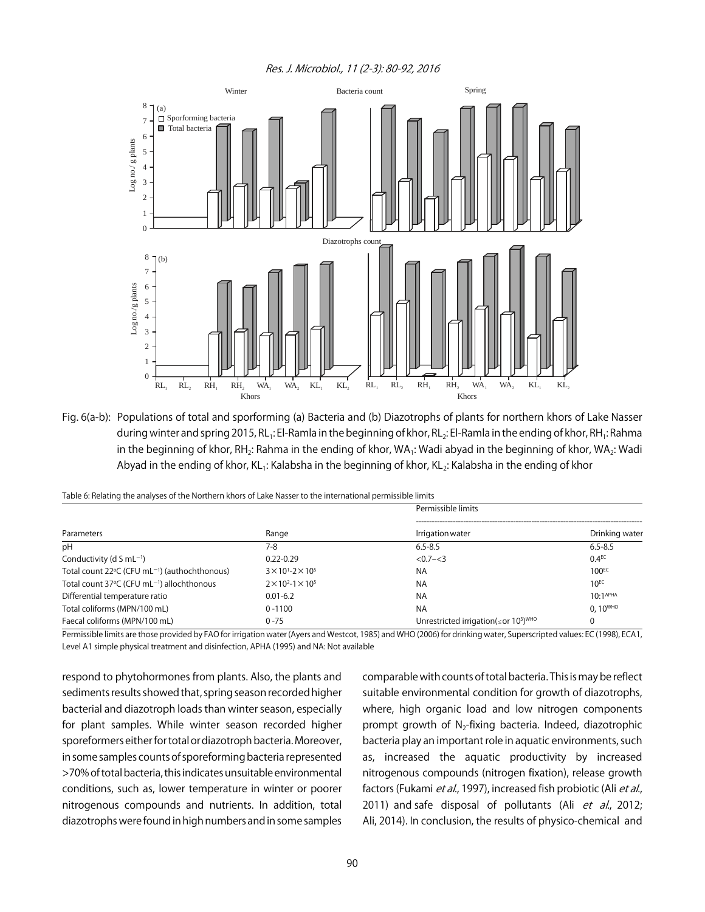Fig. 6(a-b): Populations of total and sporforming (a) Bacteria and (b) Diazotrophs of plants for northern khors of Lake Nasser during winter and spring 2015, $RL_1$: El-Ramla in the beginning of khor, $RL_2$: El-Ramla in the ending of khor, $RH_1$: Rahma in the beginning of khor, $RH_2$: Rahma in the ending of khor, $WA_1$: Wadi abyad in the beginning of khor, $WA_2$: Wadi Abyad in the ending of khor, $KL_1$: Kalabsha in the beginning of khor, $KL_2$: Kalabsha in the ending of khor

Table 6: Relating the analyses of the Northern khors of Lake Nasser to the international permissible limits

| Parameters | Range | Permissible limits | |
|---|---|---|---|
| | | Irrigation water | Drinking water |
| pH | 7-8 | 6.5-8.5 | 6.5-8.5 |
| Conductivity (d S $mL^{-1}$) | 0.22-0.29 | <0.7–<3 | 0.4[EC] |
| Total count 22°C (CFU $mL^{-1}$) (authochthonous) | $3\times10^1$-$2\times10^5$ | NA | 100[EC] |
| Total count 37°C (CFU $mL^{-1}$) allochthonous | $2\times10^2$-$1\times10^5$ | NA | 10[EC] |
| Differential temperature ratio | 0.01-6.2 | NA | 10:1[APHA] |
| Total coliforms (MPN/100 mL) | 0-1100 | NA | 0, 10[WHO] |
| Faecal coliforms (MPN/100 mL) | 0-75 | Unrestricted irrigation($\leq$ or $10^3$)[WHO] | 0 |

Permissible limits are those provided by FAO for irrigation water (Ayers and Westcot, 1985) and WHO (2006) for drinking water, Superscripted values: EC (1998), ECA1, Level A1 simple physical treatment and disinfection, APHA (1995) and NA: Not available

respond to phytohormones from plants. Also, the plants and sediments results showed that, spring season recorded higher bacterial and diazotroph loads than winter season, especially for plant samples. While winter season recorded higher sporeformers either for total or diazotroph bacteria. Moreover, in some samples counts of sporeforming bacteria represented >70% of total bacteria, this indicates unsuitable environmental conditions, such as, lower temperature in winter or poorer nitrogenous compounds and nutrients. In addition, total diazotrophs were found in high numbers and in some samples comparable with counts of total bacteria. This is may be reflect suitable environmental condition for growth of diazotrophs, where, high organic load and low nitrogen components prompt growth of $N_2$-fixing bacteria. Indeed, diazotrophic bacteria play an important role in aquatic environments, such as, increased the aquatic productivity by increased nitrogenous compounds (nitrogen fixation), release growth factors (Fukami *et al*., 1997), increased fish probiotic (Ali *et al*., 2011) and safe disposal of pollutants (Ali *et al*., 2012; Ali, 2014). In conclusion, the results of physico-chemical and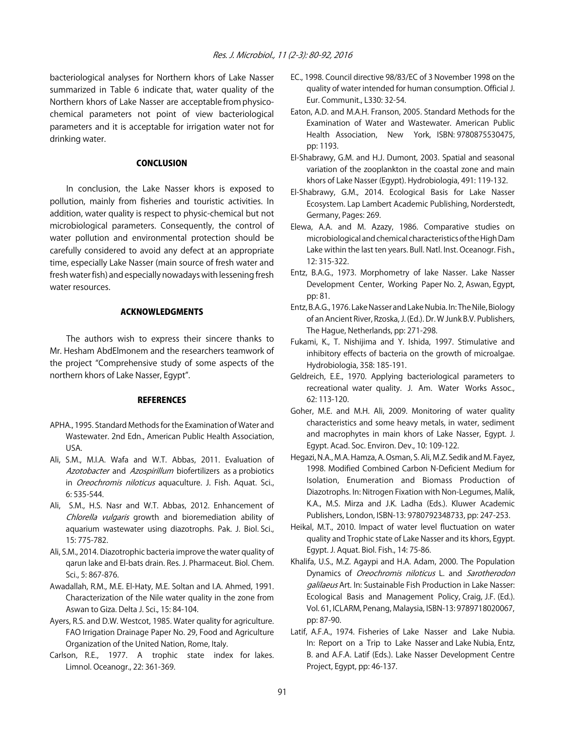bacteriological analyses for Northern khors of Lake Nasser summarized in Table 6 indicate that, water quality of the Northern khors of Lake Nasser are acceptable from physico-chemical parameters not point of view bacteriological parameters and it is acceptable for irrigation water not for drinking water.

## CONCLUSION

In conclusion, the Lake Nasser khors is exposed to pollution, mainly from fisheries and touristic activities. In addition, water quality is respect to physic-chemical but not microbiological parameters. Consequently, the control of water pollution and environmental protection should be carefully considered to avoid any defect at an appropriate time, especially Lake Nasser (main source of fresh water and fresh water fish) and especially nowadays with lessening fresh water resources.

## ACKNOWLEDGMENTS

The authors wish to express their sincere thanks to Mr. Hesham AbdElmonem and the researchers teamwork of the project "Comprehensive study of some aspects of the northern khors of Lake Nasser, Egypt".

## REFERENCES

- APHA., 1995. Standard Methods for the Examination of Water and Wastewater. 2nd Edn., American Public Health Association, USA.
- Ali, S.M., M.I.A. Wafa and W.T. Abbas, 2011. Evaluation of *Azotobacter* and *Azospirillum* biofertilizers as a probiotics in *Oreochromis niloticus* aquaculture. J. Fish. Aquat. Sci., 6: 535-544.
- Ali, S.M., H.S. Nasr and W.T. Abbas, 2012. Enhancement of *Chlorella vulgaris* growth and bioremediation ability of aquarium wastewater using diazotrophs. Pak. J. Biol. Sci., 15: 775-782.
- Ali, S.M., 2014. Diazotrophic bacteria improve the water quality of qarun lake and El-bats drain. Res. J. Pharmaceut. Biol. Chem. Sci., 5: 867-876.
- Awadallah, R.M., M.E. El-Haty, M.E. Soltan and I.A. Ahmed, 1991. Characterization of the Nile water quality in the zone from Aswan to Giza. Delta J. Sci., 15: 84-104.
- Ayers, R.S. and D.W. Westcot, 1985. Water quality for agriculture. FAO Irrigation Drainage Paper No. 29, Food and Agriculture Organization of the United Nation, Rome, Italy.
- Carlson, R.E., 1977. A trophic state index for lakes. Limnol. Oceanogr., 22: 361-369.
- EC., 1998. Council directive 98/83/EC of 3 November 1998 on the quality of water intended for human consumption. Official J. Eur. Communit., L330: 32-54.
- Eaton, A.D. and M.A.H. Franson, 2005. Standard Methods for the Examination of Water and Wastewater. American Public Health Association, New York, ISBN: 9780875530475, pp: 1193.
- El-Shabrawy, G.M. and H.J. Dumont, 2003. Spatial and seasonal variation of the zooplankton in the coastal zone and main khors of Lake Nasser (Egypt). Hydrobiologia, 491: 119-132.
- El-Shabrawy, G.M., 2014. Ecological Basis for Lake Nasser Ecosystem. Lap Lambert Academic Publishing, Norderstedt, Germany, Pages: 269.
- Elewa, A.A. and M. Azazy, 1986. Comparative studies on microbiological and chemical characteristics of the High Dam Lake within the last ten years. Bull. Natl. Inst. Oceanogr. Fish., 12: 315-322.
- Entz, B.A.G., 1973. Morphometry of lake Nasser. Lake Nasser Development Center, Working Paper No. 2, Aswan, Egypt, pp: 81.
- Entz, B.A.G., 1976. Lake Nasser and Lake Nubia. In: The Nile, Biology of an Ancient River, Rzoska, J. (Ed.). Dr. W Junk B.V. Publishers, The Hague, Netherlands, pp: 271-298.
- Fukami, K., T. Nishijima and Y. Ishida, 1997. Stimulative and inhibitory effects of bacteria on the growth of microalgae. Hydrobiologia, 358: 185-191.
- Geldreich, E.E., 1970. Applying bacteriological parameters to recreational water quality. J. Am. Water Works Assoc., 62: 113-120.
- Goher, M.E. and M.H. Ali, 2009. Monitoring of water quality characteristics and some heavy metals, in water, sediment and macrophytes in main khors of Lake Nasser, Egypt. J. Egypt. Acad. Soc. Environ. Dev., 10: 109-122.
- Hegazi, N.A., M.A. Hamza, A. Osman, S. Ali, M.Z. Sedik and M. Fayez, 1998. Modified Combined Carbon N-Deficient Medium for Isolation, Enumeration and Biomass Production of Diazotrophs. In: Nitrogen Fixation with Non-Legumes, Malik, K.A., M.S. Mirza and J.K. Ladha (Eds.). Kluwer Academic Publishers, London, ISBN-13: 9780792348733, pp: 247-253.
- Heikal, M.T., 2010. Impact of water level fluctuation on water quality and Trophic state of Lake Nasser and its khors, Egypt. Egypt. J. Aquat. Biol. Fish., 14: 75-86.
- Khalifa, U.S., M.Z. Agaypi and H.A. Adam, 2000. The Population Dynamics of *Oreochromis niloticus* L. and *Sarotherodon galilaeus* Art. In: Sustainable Fish Production in Lake Nasser: Ecological Basis and Management Policy, Craig, J.F. (Ed.). Vol. 61, ICLARM, Penang, Malaysia, ISBN-13: 9789718020067, pp: 87-90.
- Latif, A.F.A., 1974. Fisheries of Lake Nasser and Lake Nubia. In: Report on a Trip to Lake Nasser and Lake Nubia, Entz, B. and A.F.A. Latif (Eds.). Lake Nasser Development Centre Project, Egypt, pp: 46-137.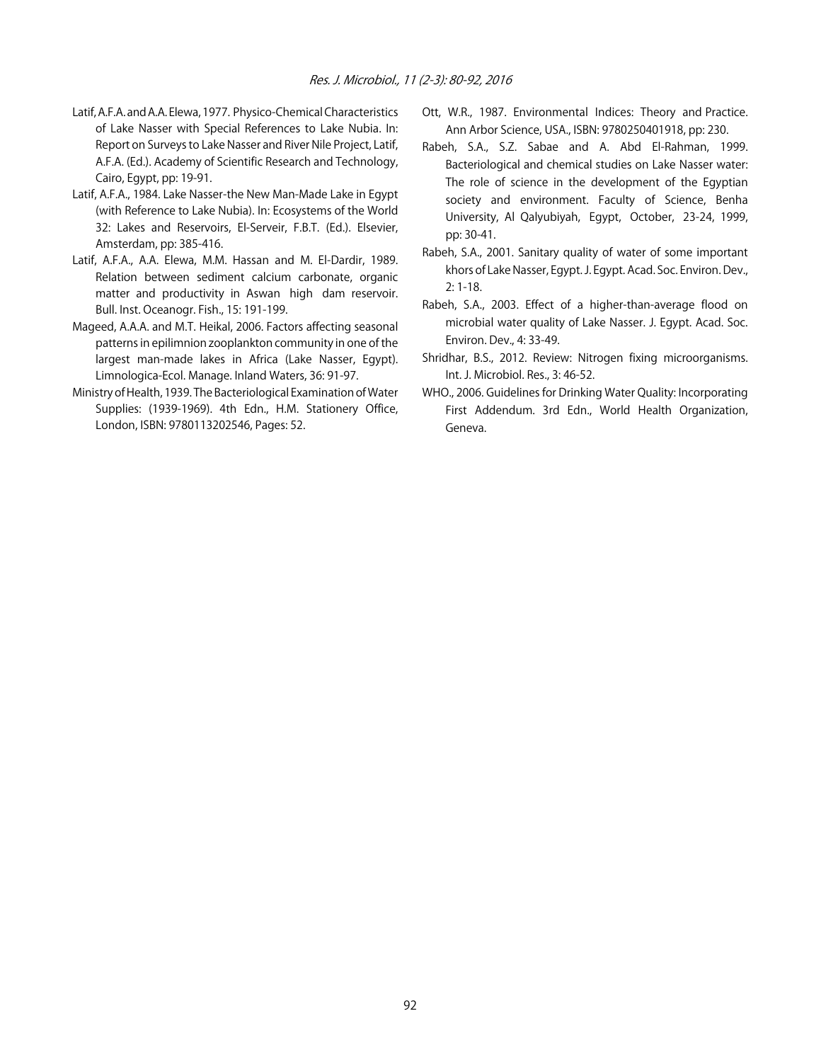Latif, A.F.A. and A.A. Elewa, 1977. Physico-Chemical Characteristics of Lake Nasser with Special References to Lake Nubia. In: Report on Surveys to Lake Nasser and River Nile Project, Latif, A.F.A. (Ed.). Academy of Scientific Research and Technology, Cairo, Egypt, pp: 19-91.

Latif, A.F.A., 1984. Lake Nasser-the New Man-Made Lake in Egypt (with Reference to Lake Nubia). In: Ecosystems of the World 32: Lakes and Reservoirs, El-Serveir, F.B.T. (Ed.). Elsevier, Amsterdam, pp: 385-416.

Latif, A.F.A., A.A. Elewa, M.M. Hassan and M. El-Dardir, 1989. Relation between sediment calcium carbonate, organic matter and productivity in Aswan high dam reservoir. Bull. Inst. Oceanogr. Fish., 15: 191-199.

Mageed, A.A.A. and M.T. Heikal, 2006. Factors affecting seasonal patterns in epilimnion zooplankton community in one of the largest man-made lakes in Africa (Lake Nasser, Egypt). Limnologica-Ecol. Manage. Inland Waters, 36: 91-97.

Ministry of Health, 1939. The Bacteriological Examination of Water Supplies: (1939-1969). 4th Edn., H.M. Stationery Office, London, ISBN: 9780113202546, Pages: 52.

Ott, W.R., 1987. Environmental Indices: Theory and Practice. Ann Arbor Science, USA., ISBN: 9780250401918, pp: 230.

Rabeh, S.A., S.Z. Sabae and A. Abd El-Rahman, 1999. Bacteriological and chemical studies on Lake Nasser water: The role of science in the development of the Egyptian society and environment. Faculty of Science, Benha University, Al Qalyubiyah, Egypt, October, 23-24, 1999, pp: 30-41.

Rabeh, S.A., 2001. Sanitary quality of water of some important khors of Lake Nasser, Egypt. J. Egypt. Acad. Soc. Environ. Dev., 2: 1-18.

Rabeh, S.A., 2003. Effect of a higher-than-average flood on microbial water quality of Lake Nasser. J. Egypt. Acad. Soc. Environ. Dev., 4: 33-49.

Shridhar, B.S., 2012. Review: Nitrogen fixing microorganisms. Int. J. Microbiol. Res., 3: 46-52.

WHO., 2006. Guidelines for Drinking Water Quality: Incorporating First Addendum. 3rd Edn., World Health Organization, Geneva.